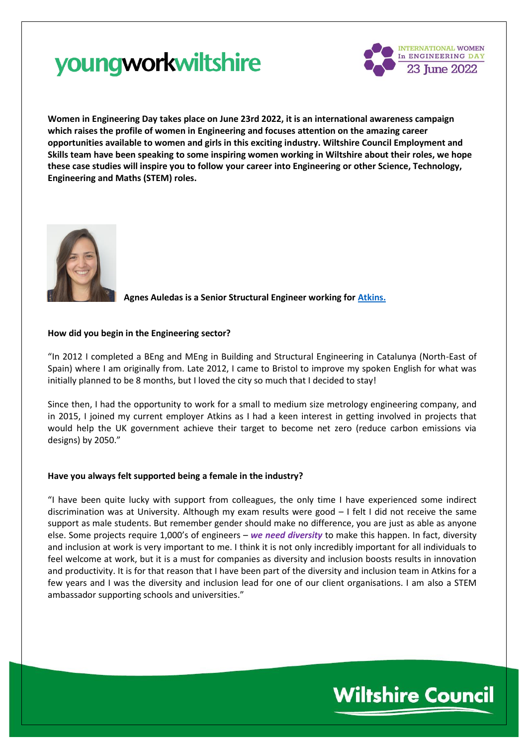Women in Engineering Day takes place on June 23rd 2022, it is an international awareness campaign which raises the profile of women in Engineering and focuses attention on the amazing career opportunities available to women and girls in this exciting industry. Wiltshire Council Employment and Skills team have been speaking to some inspiring women working in Wiltshire about their roles, we hope these case studies will inspire you to follow your career into Engineering or other Science, Technology, Engineering and Maths (STEM) roles.

**Agnes Auledas is a Senior Structural Engineer working for [Atkins.](#)**

**How did you begin in the Engineering sector?**

"In 2012 I completed a BEng and MEng in Building and Structural Engineering in Catalunya (North-East of Spain) where I am originally from. Late 2012, I came to Bristol to improve my spoken English for what was initially planned to be 8 months, but I loved the city so much that I decided to stay!

Since then, I had the opportunity to work for a small to medium size metrology engineering company, and in 2015, I joined my current employer Atkins as I had a keen interest in getting involved in projects that would help the UK government achieve their target to become net zero (reduce carbon emissions via designs) by 2050."

**Have you always felt supported being a female in the industry?**

"I have been quite lucky with support from colleagues, the only time I have experienced some indirect discrimination was at University. Although my exam results were good – I felt I did not receive the same support as male students. But remember gender should make no difference, you are just as able as anyone else. Some projects require 1,000's of engineers – ***we need diversity*** to make this happen. In fact, diversity and inclusion at work is very important to me. I think it is not only incredibly important for all individuals to feel welcome at work, but it is a must for companies as diversity and inclusion boosts results in innovation and productivity. It is for that reason that I have been part of the diversity and inclusion team in Atkins for a few years and I was the diversity and inclusion lead for one of our client organisations. I am also a STEM ambassador supporting schools and universities."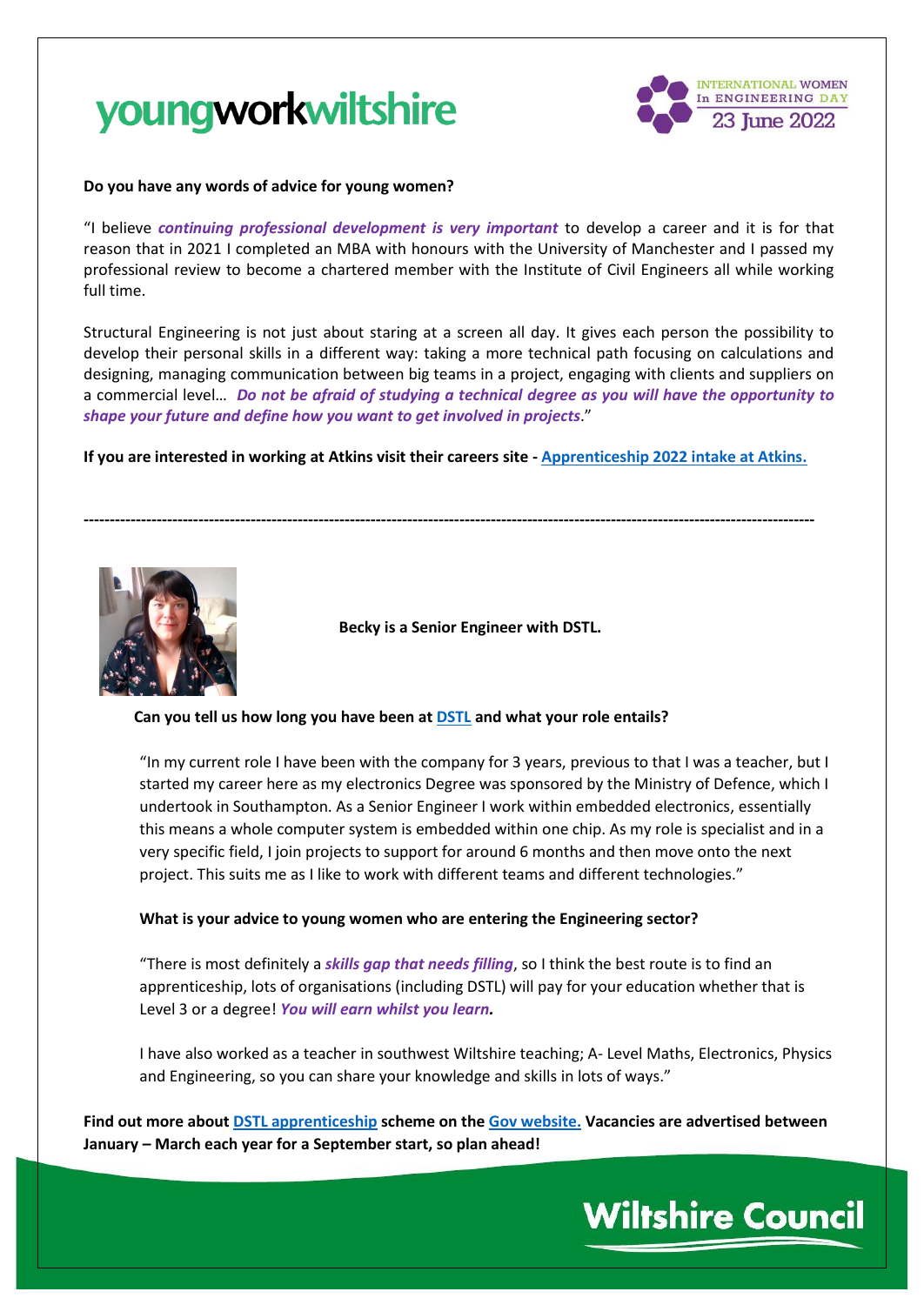**Do you have any words of advice for young women?**

"I believe ***continuing professional development is very important*** to develop a career and it is for that reason that in 2021 I completed an MBA with honours with the University of Manchester and I passed my professional review to become a chartered member with the Institute of Civil Engineers all while working full time.

Structural Engineering is not just about staring at a screen all day. It gives each person the possibility to develop their personal skills in a different way: taking a more technical path focusing on calculations and designing, managing communication between big teams in a project, engaging with clients and suppliers on a commercial level… ***Do not be afraid of studying a technical degree as you will have the opportunity to shape your future and define how you want to get involved in projects***."

**If you are interested in working at Atkins visit their careers site - Apprenticeship 2022 intake at Atkins.**

---

**Becky is a Senior Engineer with DSTL.**

**Can you tell us how long you have been at DSTL and what your role entails?**

"In my current role I have been with the company for 3 years, previous to that I was a teacher, but I started my career here as my electronics Degree was sponsored by the Ministry of Defence, which I undertook in Southampton. As a Senior Engineer I work within embedded electronics, essentially this means a whole computer system is embedded within one chip. As my role is specialist and in a very specific field, I join projects to support for around 6 months and then move onto the next project. This suits me as I like to work with different teams and different technologies."

**What is your advice to young women who are entering the Engineering sector?**

"There is most definitely a ***skills gap that needs filling***, so I think the best route is to find an apprenticeship, lots of organisations (including DSTL) will pay for your education whether that is Level 3 or a degree! ***You will earn whilst you learn.***

I have also worked as a teacher in southwest Wiltshire teaching; A- Level Maths, Electronics, Physics and Engineering, so you can share your knowledge and skills in lots of ways."

**Find out more about DSTL apprenticeship scheme on the Gov website. Vacancies are advertised between January – March each year for a September start, so plan ahead!**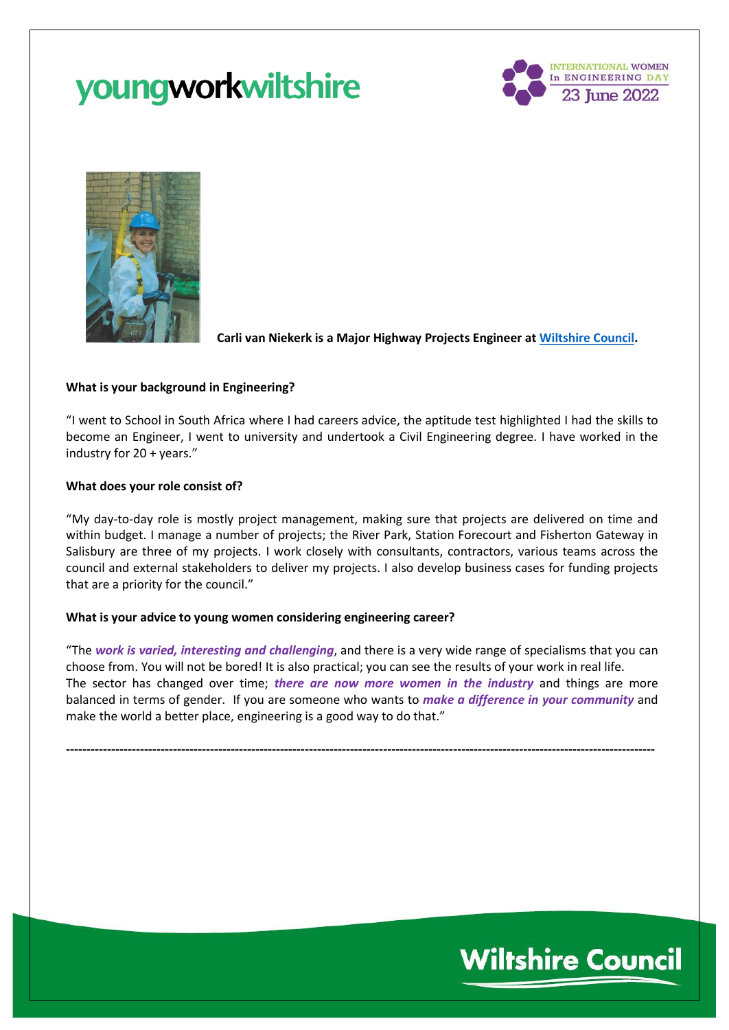**Carli van Niekerk is a Major Highway Projects Engineer at Wiltshire Council.**

**What is your background in Engineering?**

"I went to School in South Africa where I had careers advice, the aptitude test highlighted I had the skills to become an Engineer, I went to university and undertook a Civil Engineering degree. I have worked in the industry for 20 + years."

**What does your role consist of?**

"My day-to-day role is mostly project management, making sure that projects are delivered on time and within budget. I manage a number of projects; the River Park, Station Forecourt and Fisherton Gateway in Salisbury are three of my projects. I work closely with consultants, contractors, various teams across the council and external stakeholders to deliver my projects. I also develop business cases for funding projects that are a priority for the council."

**What is your advice to young women considering engineering career?**

"The ***work is varied, interesting and challenging***, and there is a very wide range of specialisms that you can choose from. You will not be bored! It is also practical; you can see the results of your work in real life.
The sector has changed over time; ***there are now more women in the industry*** and things are more balanced in terms of gender. If you are someone who wants to ***make a difference in your community*** and make the world a better place, engineering is a good way to do that."

---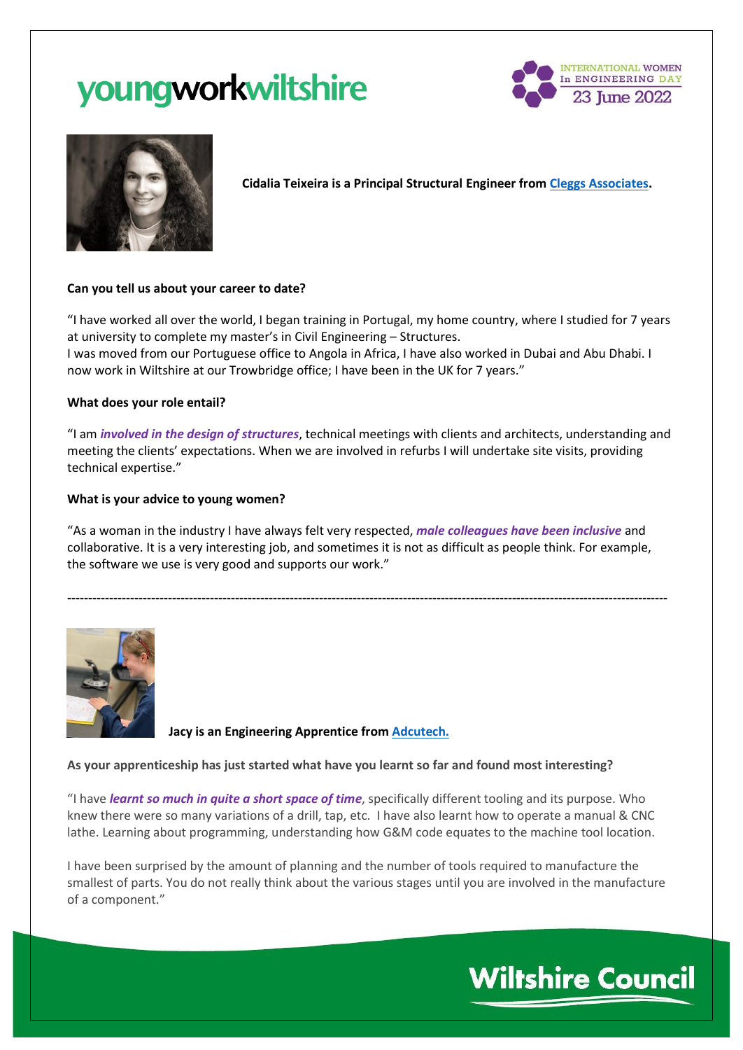**Cidalia Teixeira is a Principal Structural Engineer from [Cleggs Associates](Cleggs Associates).**

**Can you tell us about your career to date?**

"I have worked all over the world, I began training in Portugal, my home country, where I studied for 7 years at university to complete my master's in Civil Engineering – Structures.
I was moved from our Portuguese office to Angola in Africa, I have also worked in Dubai and Abu Dhabi. I now work in Wiltshire at our Trowbridge office; I have been in the UK for 7 years."

**What does your role entail?**

"I am ***involved in the design of structures***, technical meetings with clients and architects, understanding and meeting the clients' expectations. When we are involved in refurbs I will undertake site visits, providing technical expertise."

**What is your advice to young women?**

"As a woman in the industry I have always felt very respected, ***male colleagues have been inclusive*** and collaborative. It is a very interesting job, and sometimes it is not as difficult as people think. For example, the software we use is very good and supports our work."

---

**Jacy is an Engineering Apprentice from Adcutech.**

**As your apprenticeship has just started what have you learnt so far and found most interesting?**

"I have ***learnt so much in quite a short space of time***, specifically different tooling and its purpose. Who knew there were so many variations of a drill, tap, etc. I have also learnt how to operate a manual & CNC lathe. Learning about programming, understanding how G&M code equates to the machine tool location.

I have been surprised by the amount of planning and the number of tools required to manufacture the smallest of parts. You do not really think about the various stages until you are involved in the manufacture of a component."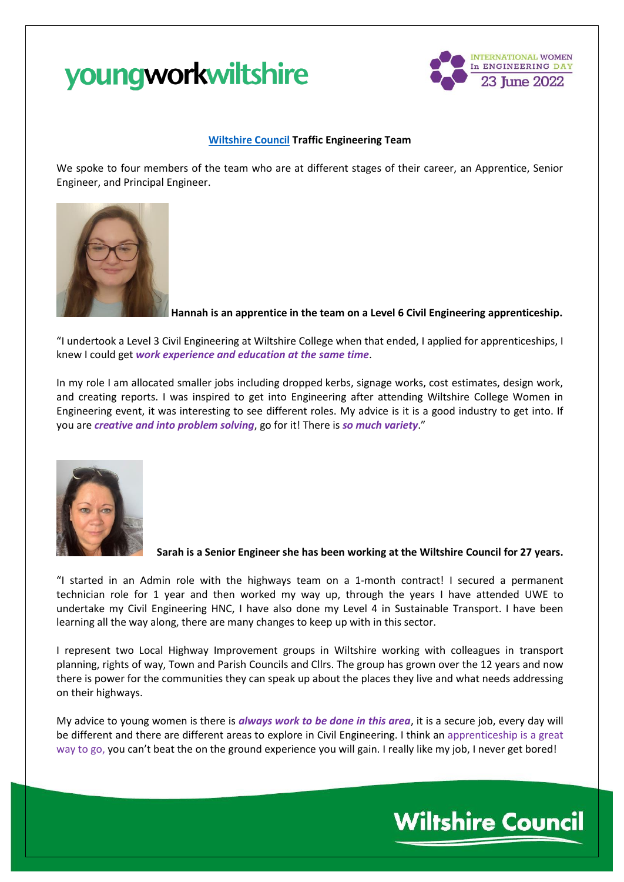youngworkwiltshire

INTERNATIONAL WOMEN In ENGINEERING DAY 23 June 2022

**[Wiltshire Council]() Traffic Engineering Team**

We spoke to four members of the team who are at different stages of their career, an Apprentice, Senior Engineer, and Principal Engineer.

**Hannah is an apprentice in the team on a Level 6 Civil Engineering apprenticeship.**

"I undertook a Level 3 Civil Engineering at Wiltshire College when that ended, I applied for apprenticeships, I knew I could get ***work experience and education at the same time***.

In my role I am allocated smaller jobs including dropped kerbs, signage works, cost estimates, design work, and creating reports. I was inspired to get into Engineering after attending Wiltshire College Women in Engineering event, it was interesting to see different roles. My advice is it is a good industry to get into. If you are ***creative and into problem solving***, go for it! There is ***so much variety***."

**Sarah is a Senior Engineer she has been working at the Wiltshire Council for 27 years.**

"I started in an Admin role with the highways team on a 1-month contract! I secured a permanent technician role for 1 year and then worked my way up, through the years I have attended UWE to undertake my Civil Engineering HNC, I have also done my Level 4 in Sustainable Transport. I have been learning all the way along, there are many changes to keep up with in this sector.

I represent two Local Highway Improvement groups in Wiltshire working with colleagues in transport planning, rights of way, Town and Parish Councils and Cllrs. The group has grown over the 12 years and now there is power for the communities they can speak up about the places they live and what needs addressing on their highways.

My advice to young women is there is ***always work to be done in this area***, it is a secure job, every day will be different and there are different areas to explore in Civil Engineering. I think an apprenticeship is a great way to go, you can't beat the on the ground experience you will gain. I really like my job, I never get bored!

Wiltshire Council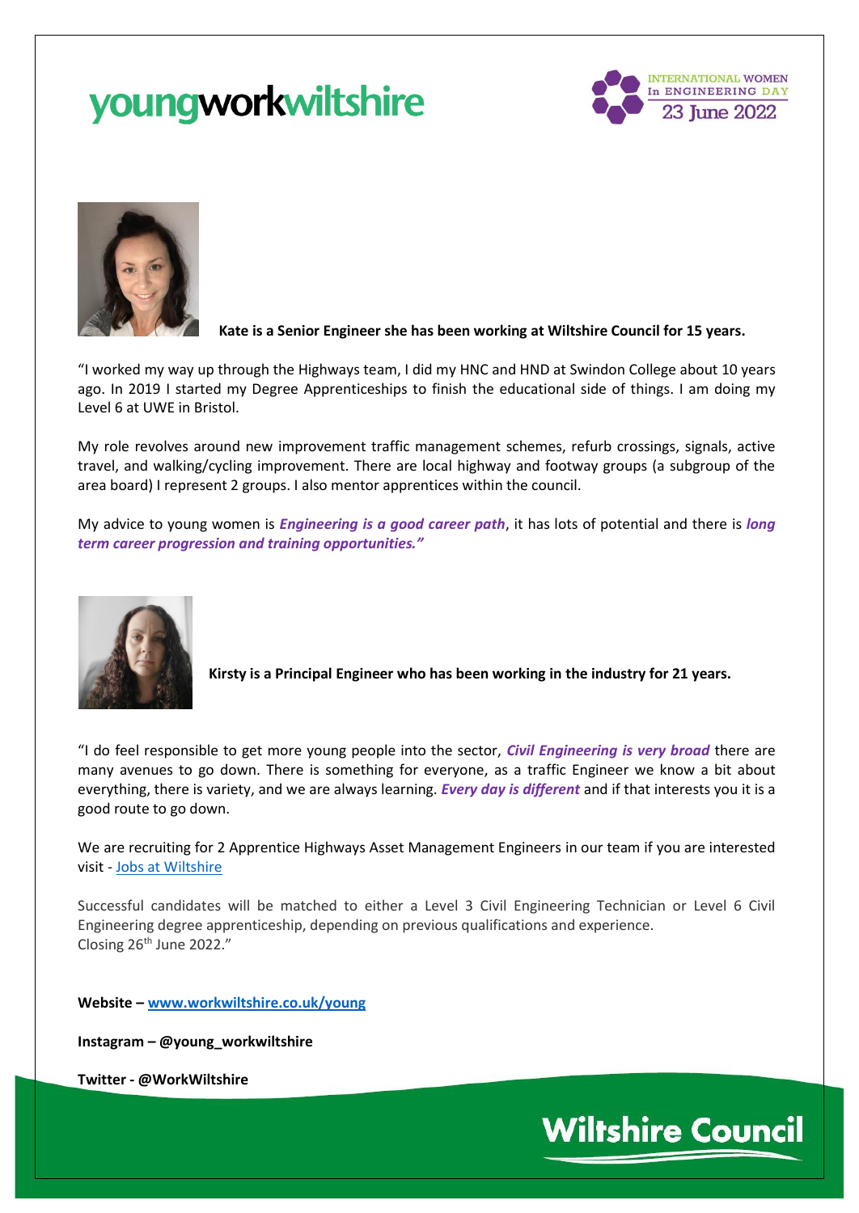youngworkwiltshire

INTERNATIONAL WOMEN In ENGINEERING DAY 23 June 2022

**Kate is a Senior Engineer she has been working at Wiltshire Council for 15 years.**

"I worked my way up through the Highways team, I did my HNC and HND at Swindon College about 10 years ago. In 2019 I started my Degree Apprenticeships to finish the educational side of things. I am doing my Level 6 at UWE in Bristol.

My role revolves around new improvement traffic management schemes, refurb crossings, signals, active travel, and walking/cycling improvement. There are local highway and footway groups (a subgroup of the area board) I represent 2 groups. I also mentor apprentices within the council.

My advice to young women is ***Engineering is a good career path***, it has lots of potential and there is ***long term career progression and training opportunities."***

**Kirsty is a Principal Engineer who has been working in the industry for 21 years.**

"I do feel responsible to get more young people into the sector, ***Civil Engineering is very broad*** there are many avenues to go down. There is something for everyone, as a traffic Engineer we know a bit about everything, there is variety, and we are always learning. ***Every day is different*** and if that interests you it is a good route to go down.

We are recruiting for 2 Apprentice Highways Asset Management Engineers in our team if you are interested visit - Jobs at Wiltshire

Successful candidates will be matched to either a Level 3 Civil Engineering Technician or Level 6 Civil Engineering degree apprenticeship, depending on previous qualifications and experience.
Closing 26th June 2022."

**Website – www.workwiltshire.co.uk/young**

**Instagram – @young_workwiltshire**

**Twitter - @WorkWiltshire**

Wiltshire Council